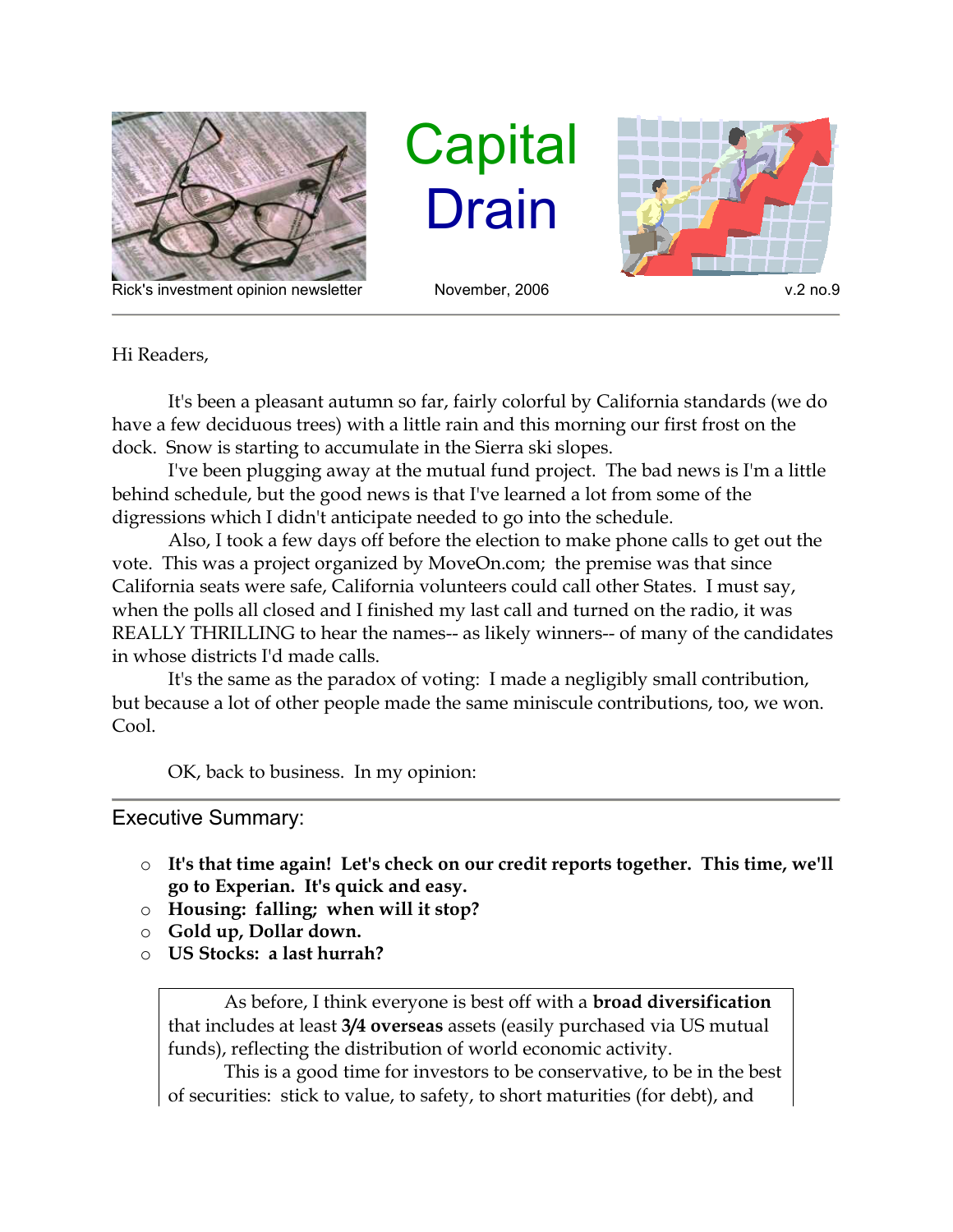# Capital Drain

Rick's investment opinion newsletter — November, 2006 — v.2 no.9

Hi Readers,

It's been a pleasant autumn so far, fairly colorful by California standards (we do have a few deciduous trees) with a little rain and this morning our first frost on the dock. Snow is starting to accumulate in the Sierra ski slopes.

I've been plugging away at the mutual fund project. The bad news is I'm a little behind schedule, but the good news is that I've learned a lot from some of the digressions which I didn't anticipate needed to go into the schedule.

Also, I took a few days off before the election to make phone calls to get out the vote. This was a project organized by MoveOn.com; the premise was that since California seats were safe, California volunteers could call other States. I must say, when the polls all closed and I finished my last call and turned on the radio, it was REALLY THRILLING to hear the names-- as likely winners-- of many of the candidates in whose districts I'd made calls.

It's the same as the paradox of voting: I made a negligibly small contribution, but because a lot of other people made the same miniscule contributions, too, we won. Cool.

OK, back to business. In my opinion:

---

## Executive Summary:

- **It's that time again! Let's check on our credit reports together. This time, we'll go to Experian. It's quick and easy.**
- **Housing: falling; when will it stop?**
- **Gold up, Dollar down.**
- **US Stocks: a last hurrah?**

As before, I think everyone is best off with a **broad diversification** that includes at least **3/4 overseas** assets (easily purchased via US mutual funds), reflecting the distribution of world economic activity.

This is a good time for investors to be conservative, to be in the best of securities: stick to value, to safety, to short maturities (for debt), and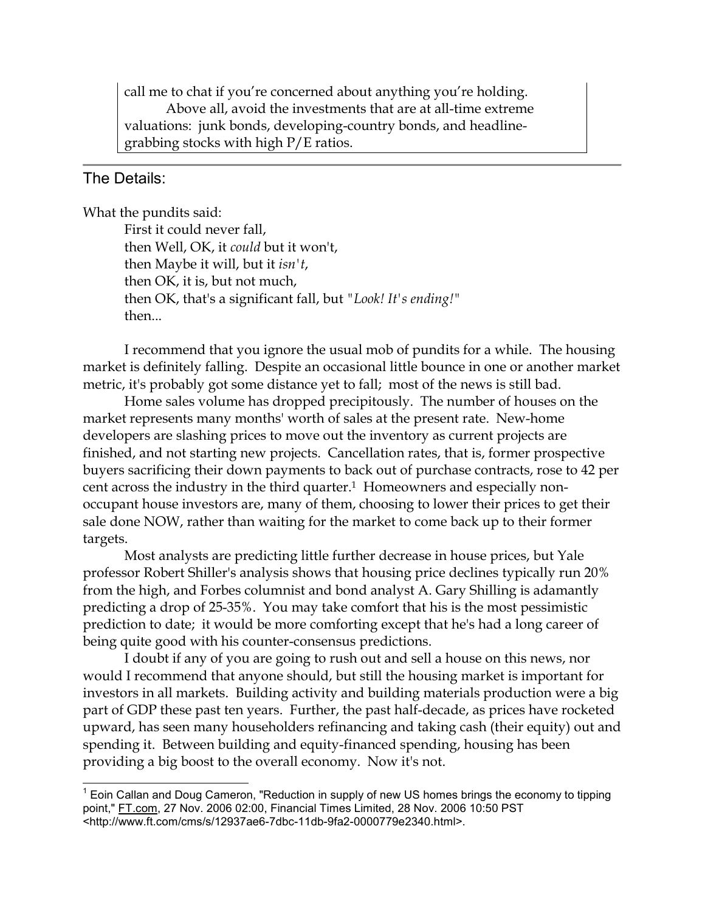call me to chat if you're concerned about anything you're holding.

Above all, avoid the investments that are at all-time extreme valuations: junk bonds, developing-country bonds, and headline-grabbing stocks with high P/E ratios.

## The Details:

What the pundits said:

> First it could never fall,
> then Well, OK, it *could* but it won't,
> then Maybe it will, but it *isn't*,
> then OK, it is, but not much,
> then OK, that's a significant fall, but *"Look! It's ending!"*
> then...

I recommend that you ignore the usual mob of pundits for a while. The housing market is definitely falling. Despite an occasional little bounce in one or another market metric, it's probably got some distance yet to fall; most of the news is still bad.

Home sales volume has dropped precipitously. The number of houses on the market represents many months' worth of sales at the present rate. New-home developers are slashing prices to move out the inventory as current projects are finished, and not starting new projects. Cancellation rates, that is, former prospective buyers sacrificing their down payments to back out of purchase contracts, rose to 42 per cent across the industry in the third quarter.[1] Homeowners and especially non-occupant house investors are, many of them, choosing to lower their prices to get their sale done NOW, rather than waiting for the market to come back up to their former targets.

Most analysts are predicting little further decrease in house prices, but Yale professor Robert Shiller's analysis shows that housing price declines typically run 20% from the high, and Forbes columnist and bond analyst A. Gary Shilling is adamantly predicting a drop of 25-35%. You may take comfort that his is the most pessimistic prediction to date; it would be more comforting except that he's had a long career of being quite good with his counter-consensus predictions.

I doubt if any of you are going to rush out and sell a house on this news, nor would I recommend that anyone should, but still the housing market is important for investors in all markets. Building activity and building materials production were a big part of GDP these past ten years. Further, the past half-decade, as prices have rocketed upward, has seen many householders refinancing and taking cash (their equity) out and spending it. Between building and equity-financed spending, housing has been providing a big boost to the overall economy. Now it's not.

---

[1] Eoin Callan and Doug Cameron, "Reduction in supply of new US homes brings the economy to tipping point," FT.com, 27 Nov. 2006 02:00, Financial Times Limited, 28 Nov. 2006 10:50 PST <http://www.ft.com/cms/s/12937ae6-7dbc-11db-9fa2-0000779e2340.html>.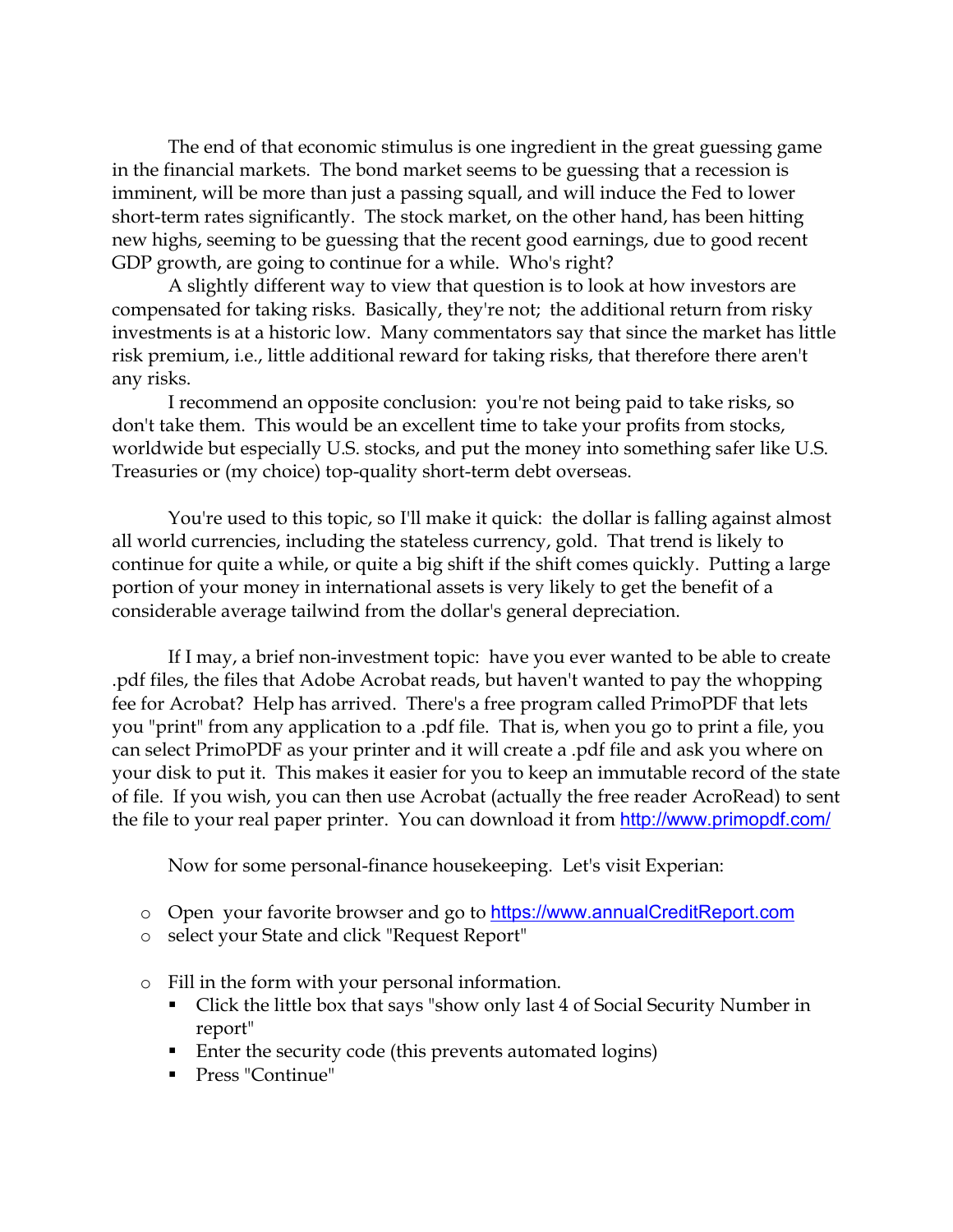The end of that economic stimulus is one ingredient in the great guessing game in the financial markets. The bond market seems to be guessing that a recession is imminent, will be more than just a passing squall, and will induce the Fed to lower short-term rates significantly. The stock market, on the other hand, has been hitting new highs, seeming to be guessing that the recent good earnings, due to good recent GDP growth, are going to continue for a while. Who's right?

A slightly different way to view that question is to look at how investors are compensated for taking risks. Basically, they're not; the additional return from risky investments is at a historic low. Many commentators say that since the market has little risk premium, i.e., little additional reward for taking risks, that therefore there aren't any risks.

I recommend an opposite conclusion: you're not being paid to take risks, so don't take them. This would be an excellent time to take your profits from stocks, worldwide but especially U.S. stocks, and put the money into something safer like U.S. Treasuries or (my choice) top-quality short-term debt overseas.

You're used to this topic, so I'll make it quick: the dollar is falling against almost all world currencies, including the stateless currency, gold. That trend is likely to continue for quite a while, or quite a big shift if the shift comes quickly. Putting a large portion of your money in international assets is very likely to get the benefit of a considerable average tailwind from the dollar's general depreciation.

If I may, a brief non-investment topic: have you ever wanted to be able to create .pdf files, the files that Adobe Acrobat reads, but haven't wanted to pay the whopping fee for Acrobat? Help has arrived. There's a free program called PrimoPDF that lets you "print" from any application to a .pdf file. That is, when you go to print a file, you can select PrimoPDF as your printer and it will create a .pdf file and ask you where on your disk to put it. This makes it easier for you to keep an immutable record of the state of file. If you wish, you can then use Acrobat (actually the free reader AcroRead) to sent the file to your real paper printer. You can download it from [http://www.primopdf.com/](http://www.primopdf.com/)

Now for some personal-finance housekeeping. Let's visit Experian:

- Open your favorite browser and go to [https://www.annualCreditReport.com](https://www.annualCreditReport.com)
- select your State and click "Request Report"
- Fill in the form with your personal information.
  - Click the little box that says "show only last 4 of Social Security Number in report"
  - Enter the security code (this prevents automated logins)
  - Press "Continue"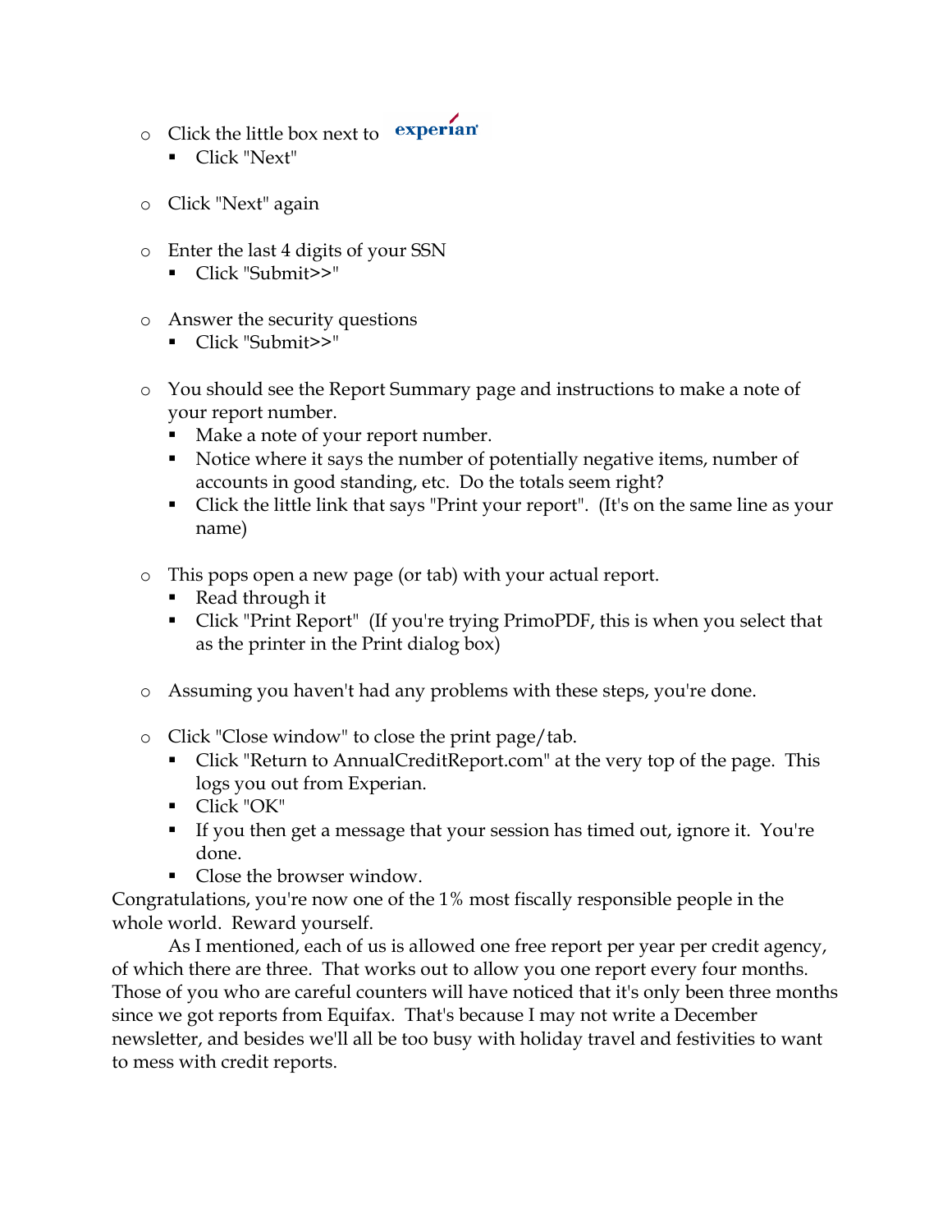- Click the little box next to experian
  - Click "Next"

- Click "Next" again

- Enter the last 4 digits of your SSN
  - Click "Submit>>"

- Answer the security questions
  - Click "Submit>>"

- You should see the Report Summary page and instructions to make a note of your report number.
  - Make a note of your report number.
  - Notice where it says the number of potentially negative items, number of accounts in good standing, etc. Do the totals seem right?
  - Click the little link that says "Print your report". (It's on the same line as your name)

- This pops open a new page (or tab) with your actual report.
  - Read through it
  - Click "Print Report" (If you're trying PrimoPDF, this is when you select that as the printer in the Print dialog box)

- Assuming you haven't had any problems with these steps, you're done.

- Click "Close window" to close the print page/tab.
  - Click "Return to AnnualCreditReport.com" at the very top of the page. This logs you out from Experian.
  - Click "OK"
  - If you then get a message that your session has timed out, ignore it. You're done.
  - Close the browser window.

Congratulations, you're now one of the 1% most fiscally responsible people in the whole world. Reward yourself.

As I mentioned, each of us is allowed one free report per year per credit agency, of which there are three. That works out to allow you one report every four months. Those of you who are careful counters will have noticed that it's only been three months since we got reports from Equifax. That's because I may not write a December newsletter, and besides we'll all be too busy with holiday travel and festivities to want to mess with credit reports.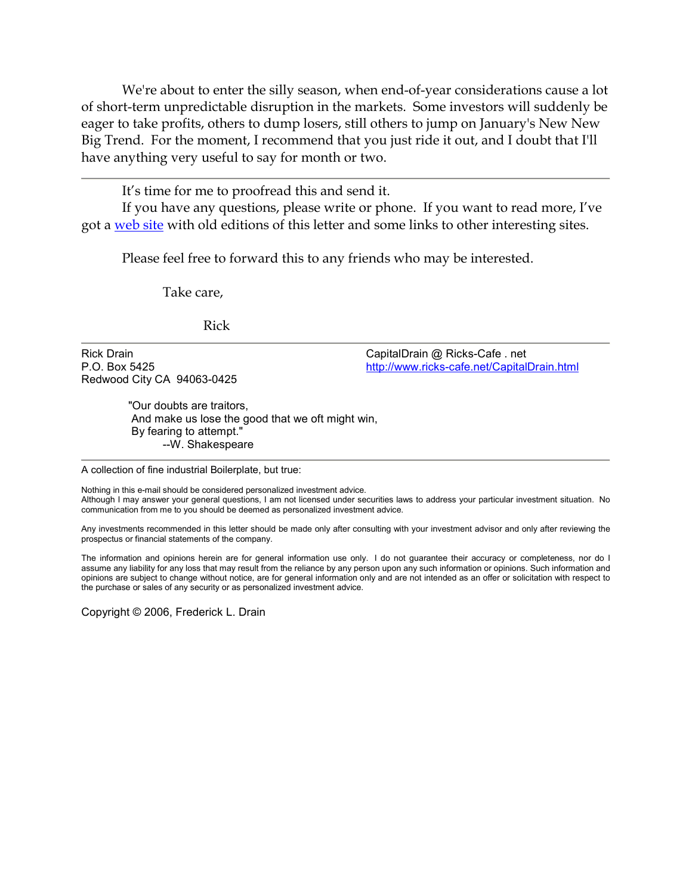We're about to enter the silly season, when end-of-year considerations cause a lot of short-term unpredictable disruption in the markets. Some investors will suddenly be eager to take profits, others to dump losers, still others to jump on January's New New Big Trend. For the moment, I recommend that you just ride it out, and I doubt that I'll have anything very useful to say for month or two.

---

It's time for me to proofread this and send it.

If you have any questions, please write or phone. If you want to read more, I've got a web site with old editions of this letter and some links to other interesting sites.

Please feel free to forward this to any friends who may be interested.

Take care,

Rick

---

Rick Drain
P.O. Box 5425
Redwood City CA 94063-0425

CapitalDrain @ Ricks-Cafe . net
http://www.ricks-cafe.net/CapitalDrain.html

"Our doubts are traitors,
And make us lose the good that we oft might win,
By fearing to attempt."
--W. Shakespeare

---

A collection of fine industrial Boilerplate, but true:

Nothing in this e-mail should be considered personalized investment advice.
Although I may answer your general questions, I am not licensed under securities laws to address your particular investment situation. No communication from me to you should be deemed as personalized investment advice.

Any investments recommended in this letter should be made only after consulting with your investment advisor and only after reviewing the prospectus or financial statements of the company.

The information and opinions herein are for general information use only. I do not guarantee their accuracy or completeness, nor do I assume any liability for any loss that may result from the reliance by any person upon any such information or opinions. Such information and opinions are subject to change without notice, are for general information only and are not intended as an offer or solicitation with respect to the purchase or sales of any security or as personalized investment advice.

Copyright © 2006, Frederick L. Drain